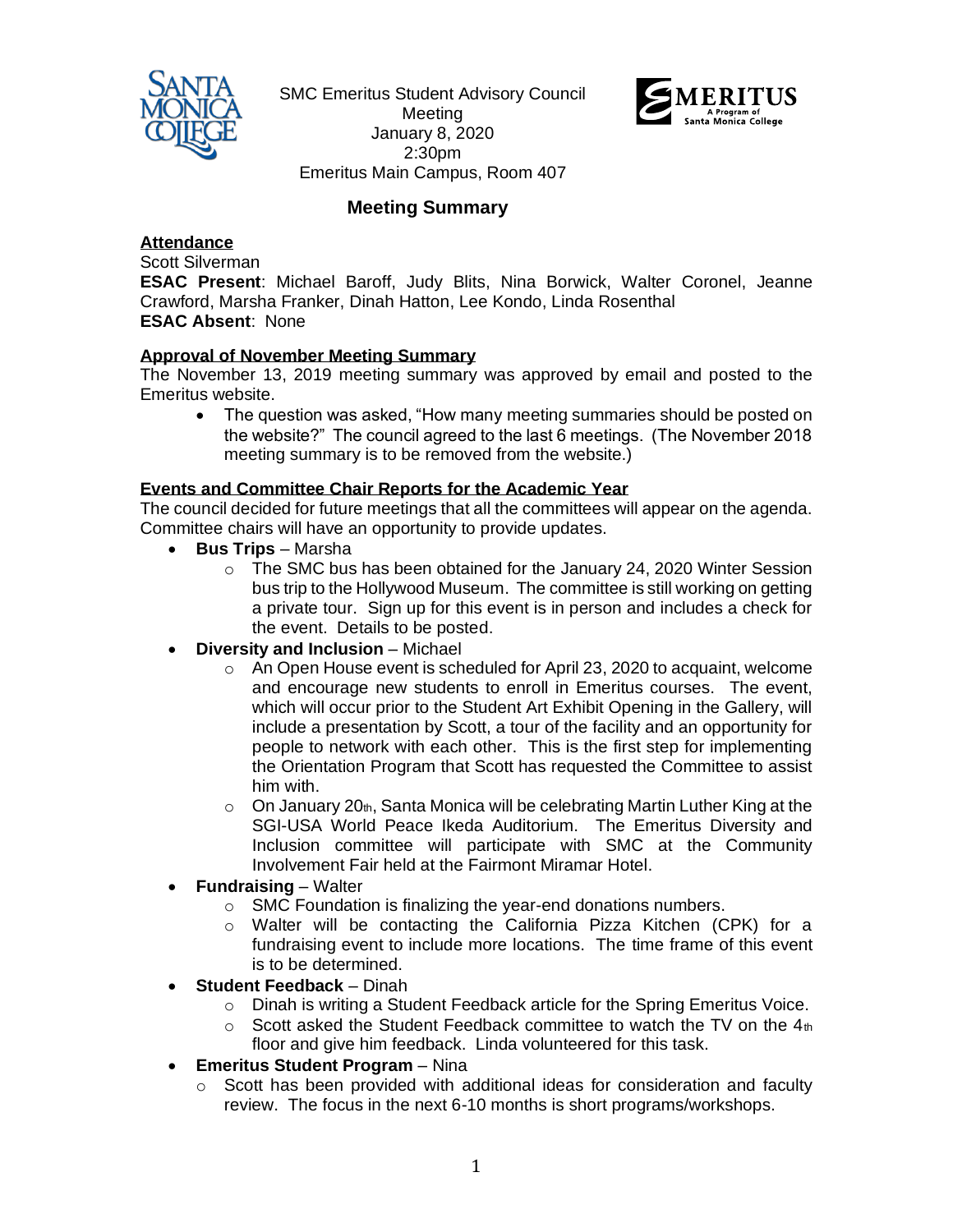SMC Emeritus Student Advisory Council Meeting
January 8, 2020
2:30pm
Emeritus Main Campus, Room 407

## Meeting Summary

**Attendance**

Scott Silverman

**ESAC Present**: Michael Baroff, Judy Blits, Nina Borwick, Walter Coronel, Jeanne Crawford, Marsha Franker, Dinah Hatton, Lee Kondo, Linda Rosenthal

**ESAC Absent**: None

**Approval of November Meeting Summary**

The November 13, 2019 meeting summary was approved by email and posted to the Emeritus website.

- The question was asked, "How many meeting summaries should be posted on the website?" The council agreed to the last 6 meetings. (The November 2018 meeting summary is to be removed from the website.)

**Events and Committee Chair Reports for the Academic Year**

The council decided for future meetings that all the committees will appear on the agenda. Committee chairs will have an opportunity to provide updates.

- **Bus Trips** – Marsha
  - The SMC bus has been obtained for the January 24, 2020 Winter Session bus trip to the Hollywood Museum. The committee is still working on getting a private tour. Sign up for this event is in person and includes a check for the event. Details to be posted.
- **Diversity and Inclusion** – Michael
  - An Open House event is scheduled for April 23, 2020 to acquaint, welcome and encourage new students to enroll in Emeritus courses. The event, which will occur prior to the Student Art Exhibit Opening in the Gallery, will include a presentation by Scott, a tour of the facility and an opportunity for people to network with each other. This is the first step for implementing the Orientation Program that Scott has requested the Committee to assist him with.
  - On January 20th, Santa Monica will be celebrating Martin Luther King at the SGI-USA World Peace Ikeda Auditorium. The Emeritus Diversity and Inclusion committee will participate with SMC at the Community Involvement Fair held at the Fairmont Miramar Hotel.
- **Fundraising** – Walter
  - SMC Foundation is finalizing the year-end donations numbers.
  - Walter will be contacting the California Pizza Kitchen (CPK) for a fundraising event to include more locations. The time frame of this event is to be determined.
- **Student Feedback** – Dinah
  - Dinah is writing a Student Feedback article for the Spring Emeritus Voice.
  - Scott asked the Student Feedback committee to watch the TV on the 4th floor and give him feedback. Linda volunteered for this task.
- **Emeritus Student Program** – Nina
  - Scott has been provided with additional ideas for consideration and faculty review. The focus in the next 6-10 months is short programs/workshops.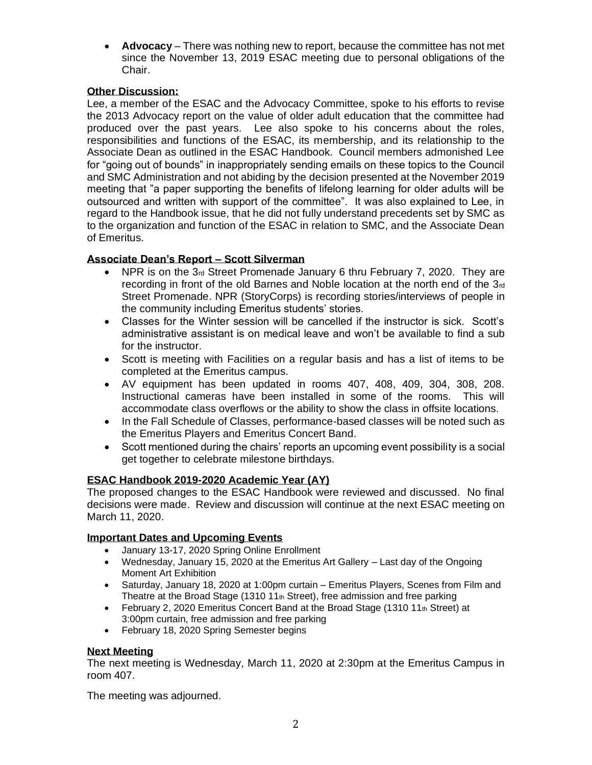- **Advocacy** – There was nothing new to report, because the committee has not met since the November 13, 2019 ESAC meeting due to personal obligations of the Chair.

**Other Discussion:**

Lee, a member of the ESAC and the Advocacy Committee, spoke to his efforts to revise the 2013 Advocacy report on the value of older adult education that the committee had produced over the past years. Lee also spoke to his concerns about the roles, responsibilities and functions of the ESAC, its membership, and its relationship to the Associate Dean as outlined in the ESAC Handbook. Council members admonished Lee for "going out of bounds" in inappropriately sending emails on these topics to the Council and SMC Administration and not abiding by the decision presented at the November 2019 meeting that "a paper supporting the benefits of lifelong learning for older adults will be outsourced and written with support of the committee". It was also explained to Lee, in regard to the Handbook issue, that he did not fully understand precedents set by SMC as to the organization and function of the ESAC in relation to SMC, and the Associate Dean of Emeritus.

**Associate Dean's Report – Scott Silverman**

- NPR is on the 3rd Street Promenade January 6 thru February 7, 2020. They are recording in front of the old Barnes and Noble location at the north end of the 3rd Street Promenade. NPR (StoryCorps) is recording stories/interviews of people in the community including Emeritus students' stories.
- Classes for the Winter session will be cancelled if the instructor is sick. Scott's administrative assistant is on medical leave and won't be available to find a sub for the instructor.
- Scott is meeting with Facilities on a regular basis and has a list of items to be completed at the Emeritus campus.
- AV equipment has been updated in rooms 407, 408, 409, 304, 308, 208. Instructional cameras have been installed in some of the rooms. This will accommodate class overflows or the ability to show the class in offsite locations.
- In the Fall Schedule of Classes, performance-based classes will be noted such as the Emeritus Players and Emeritus Concert Band.
- Scott mentioned during the chairs' reports an upcoming event possibility is a social get together to celebrate milestone birthdays.

**ESAC Handbook 2019-2020 Academic Year (AY)**

The proposed changes to the ESAC Handbook were reviewed and discussed. No final decisions were made. Review and discussion will continue at the next ESAC meeting on March 11, 2020.

**Important Dates and Upcoming Events**

- January 13-17, 2020 Spring Online Enrollment
- Wednesday, January 15, 2020 at the Emeritus Art Gallery – Last day of the Ongoing Moment Art Exhibition
- Saturday, January 18, 2020 at 1:00pm curtain – Emeritus Players, Scenes from Film and Theatre at the Broad Stage (1310 11th Street), free admission and free parking
- February 2, 2020 Emeritus Concert Band at the Broad Stage (1310 11th Street) at 3:00pm curtain, free admission and free parking
- February 18, 2020 Spring Semester begins

**Next Meeting**

The next meeting is Wednesday, March 11, 2020 at 2:30pm at the Emeritus Campus in room 407.

The meeting was adjourned.